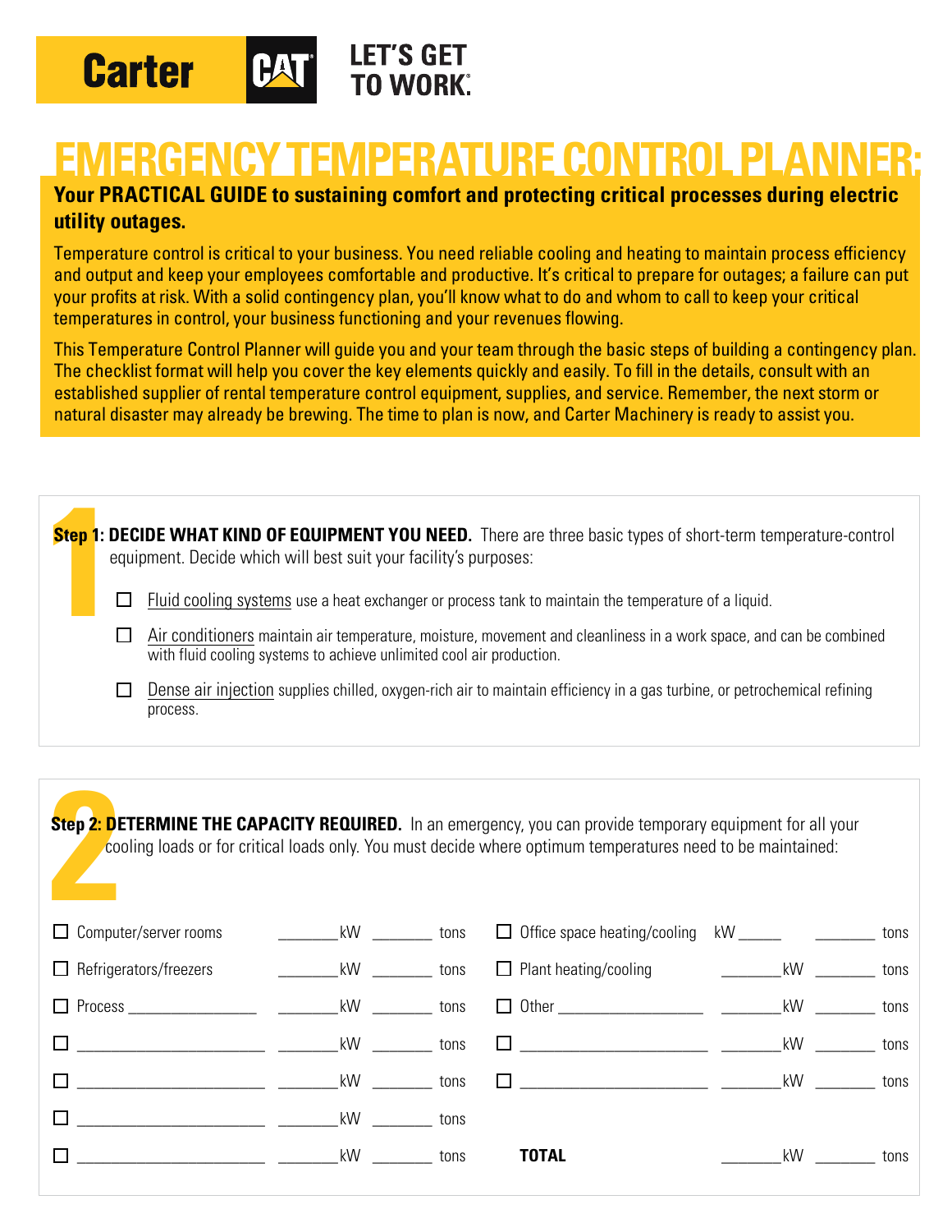Carter CAT LET'S GET TO WORK.

# EMERGENCY TEMPERATURE CONTROL PLANNER:

**Your PRACTICAL GUIDE to sustaining comfort and protecting critical processes during electric utility outages.**

Temperature control is critical to your business. You need reliable cooling and heating to maintain process efficiency and output and keep your employees comfortable and productive. It's critical to prepare for outages; a failure can put your profits at risk. With a solid contingency plan, you'll know what to do and whom to call to keep your critical temperatures in control, your business functioning and your revenues flowing.

This Temperature Control Planner will guide you and your team through the basic steps of building a contingency plan. The checklist format will help you cover the key elements quickly and easily. To fill in the details, consult with an established supplier of rental temperature control equipment, supplies, and service. Remember, the next storm or natural disaster may already be brewing. The time to plan is now, and Carter Machinery is ready to assist you.

## Step 1: DECIDE WHAT KIND OF EQUIPMENT YOU NEED.

There are three basic types of short-term temperature-control equipment. Decide which will best suit your facility's purposes:

- ☐ Fluid cooling systems use a heat exchanger or process tank to maintain the temperature of a liquid.
- ☐ Air conditioners maintain air temperature, moisture, movement and cleanliness in a work space, and can be combined with fluid cooling systems to achieve unlimited cool air production.
- ☐ Dense air injection supplies chilled, oxygen-rich air to maintain efficiency in a gas turbine, or petrochemical refining process.

## Step 2: DETERMINE THE CAPACITY REQUIRED.

In an emergency, you can provide temporary equipment for all your cooling loads or for critical loads only. You must decide where optimum temperatures need to be maintained:

| Load | kW | tons | Load | kW | tons |
|---|---|---|---|---|---|
| ☐ Computer/server rooms | ______ kW | ______ tons | ☐ Office space heating/cooling | kW ______ | ______ tons |
| ☐ Refrigerators/freezers | ______ kW | ______ tons | ☐ Plant heating/cooling | ______ kW | ______ tons |
| ☐ Process ______________ | ______ kW | ______ tons | ☐ Other ______________ | ______ kW | ______ tons |
| ☐ ______________ | ______ kW | ______ tons | ☐ ______________ | ______ kW | ______ tons |
| ☐ ______________ | ______ kW | ______ tons | ☐ ______________ | ______ kW | ______ tons |
| ☐ ______________ | ______ kW | ______ tons | | | |
| ☐ ______________ | ______ kW | ______ tons | **TOTAL** | ______ kW | ______ tons |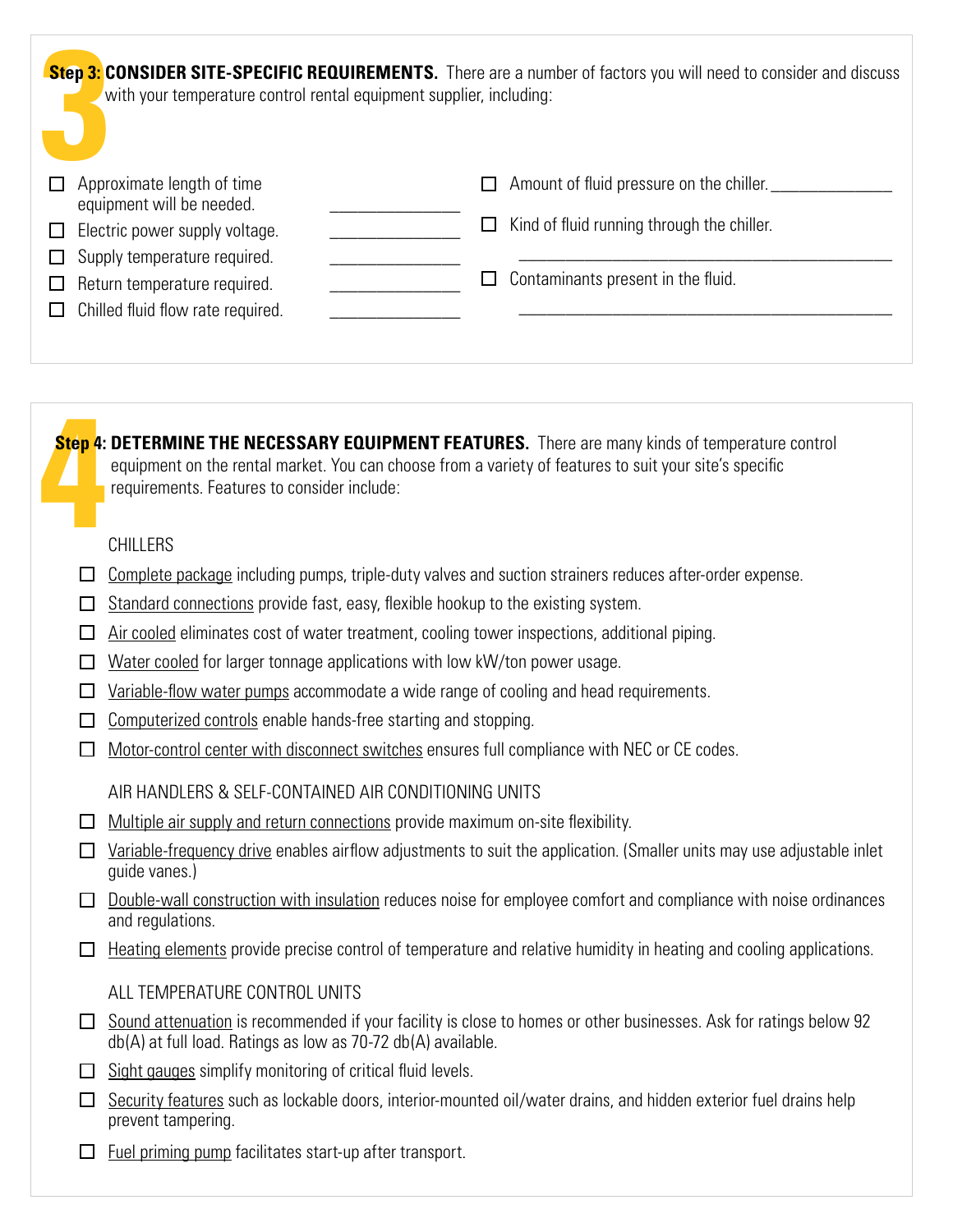## Step 3: CONSIDER SITE-SPECIFIC REQUIREMENTS.

There are a number of factors you will need to consider and discuss with your temperature control rental equipment supplier, including:

- ☐ Approximate length of time equipment will be needed. ______________
- ☐ Electric power supply voltage. ______________
- ☐ Supply temperature required. ______________
- ☐ Return temperature required. ______________
- ☐ Chilled fluid flow rate required. ______________
- ☐ Amount of fluid pressure on the chiller. ______________
- ☐ Kind of fluid running through the chiller. ________________________________________
- ☐ Contaminants present in the fluid. ________________________________________

## Step 4: DETERMINE THE NECESSARY EQUIPMENT FEATURES.

There are many kinds of temperature control equipment on the rental market. You can choose from a variety of features to suit your site's specific requirements. Features to consider include:

### CHILLERS

- ☐ Complete package including pumps, triple-duty valves and suction strainers reduces after-order expense.
- ☐ Standard connections provide fast, easy, flexible hookup to the existing system.
- ☐ Air cooled eliminates cost of water treatment, cooling tower inspections, additional piping.
- ☐ Water cooled for larger tonnage applications with low kW/ton power usage.
- ☐ Variable-flow water pumps accommodate a wide range of cooling and head requirements.
- ☐ Computerized controls enable hands-free starting and stopping.
- ☐ Motor-control center with disconnect switches ensures full compliance with NEC or CE codes.

### AIR HANDLERS & SELF-CONTAINED AIR CONDITIONING UNITS

- ☐ Multiple air supply and return connections provide maximum on-site flexibility.
- ☐ Variable-frequency drive enables airflow adjustments to suit the application. (Smaller units may use adjustable inlet guide vanes.)
- ☐ Double-wall construction with insulation reduces noise for employee comfort and compliance with noise ordinances and regulations.
- ☐ Heating elements provide precise control of temperature and relative humidity in heating and cooling applications.

### ALL TEMPERATURE CONTROL UNITS

- ☐ Sound attenuation is recommended if your facility is close to homes or other businesses. Ask for ratings below 92 db(A) at full load. Ratings as low as 70-72 db(A) available.
- ☐ Sight gauges simplify monitoring of critical fluid levels.
- ☐ Security features such as lockable doors, interior-mounted oil/water drains, and hidden exterior fuel drains help prevent tampering.
- ☐ Fuel priming pump facilitates start-up after transport.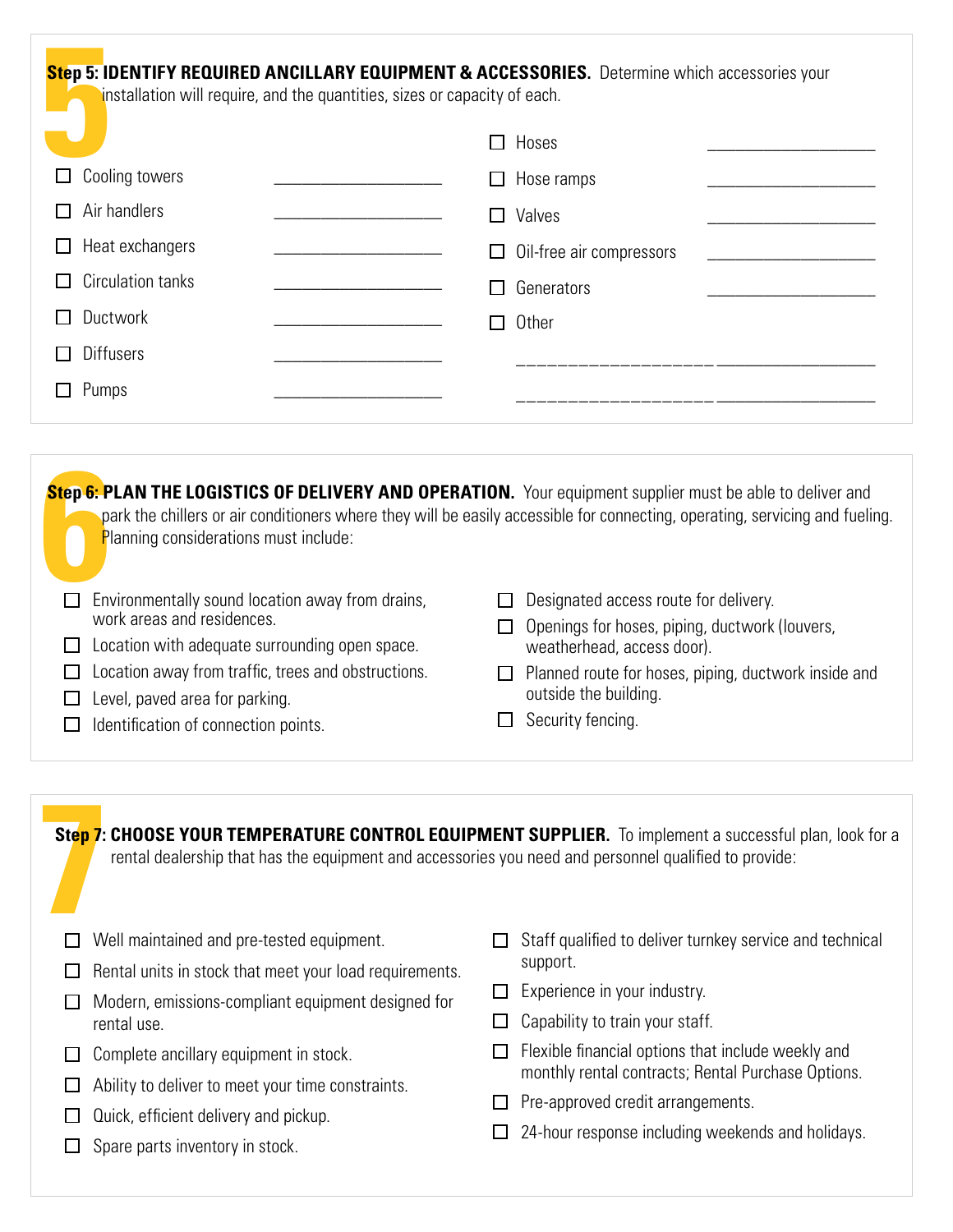## Step 5: IDENTIFY REQUIRED ANCILLARY EQUIPMENT & ACCESSORIES.

Determine which accessories your installation will require, and the quantities, sizes or capacity of each.

- ☐ Cooling towers ____________________
- ☐ Air handlers ____________________
- ☐ Heat exchangers ____________________
- ☐ Circulation tanks ____________________
- ☐ Ductwork ____________________
- ☐ Diffusers ____________________
- ☐ Pumps ____________________
- ☐ Hoses ____________________
- ☐ Hose ramps ____________________
- ☐ Valves ____________________
- ☐ Oil-free air compressors ____________________
- ☐ Generators ____________________
- ☐ Other
  - ____________________ ____________________
  - ____________________ ____________________

## Step 6: PLAN THE LOGISTICS OF DELIVERY AND OPERATION.

Your equipment supplier must be able to deliver and park the chillers or air conditioners where they will be easily accessible for connecting, operating, servicing and fueling. Planning considerations must include:

- ☐ Environmentally sound location away from drains, work areas and residences.
- ☐ Location with adequate surrounding open space.
- ☐ Location away from traffic, trees and obstructions.
- ☐ Level, paved area for parking.
- ☐ Identification of connection points.
- ☐ Designated access route for delivery.
- ☐ Openings for hoses, piping, ductwork (louvers, weatherhead, access door).
- ☐ Planned route for hoses, piping, ductwork inside and outside the building.
- ☐ Security fencing.

## Step 7: CHOOSE YOUR TEMPERATURE CONTROL EQUIPMENT SUPPLIER.

To implement a successful plan, look for a rental dealership that has the equipment and accessories you need and personnel qualified to provide:

- ☐ Well maintained and pre-tested equipment.
- ☐ Rental units in stock that meet your load requirements.
- ☐ Modern, emissions-compliant equipment designed for rental use.
- ☐ Complete ancillary equipment in stock.
- ☐ Ability to deliver to meet your time constraints.
- ☐ Quick, efficient delivery and pickup.
- ☐ Spare parts inventory in stock.
- ☐ Staff qualified to deliver turnkey service and technical support.
- ☐ Experience in your industry.
- ☐ Capability to train your staff.
- ☐ Flexible financial options that include weekly and monthly rental contracts; Rental Purchase Options.
- ☐ Pre-approved credit arrangements.
- ☐ 24-hour response including weekends and holidays.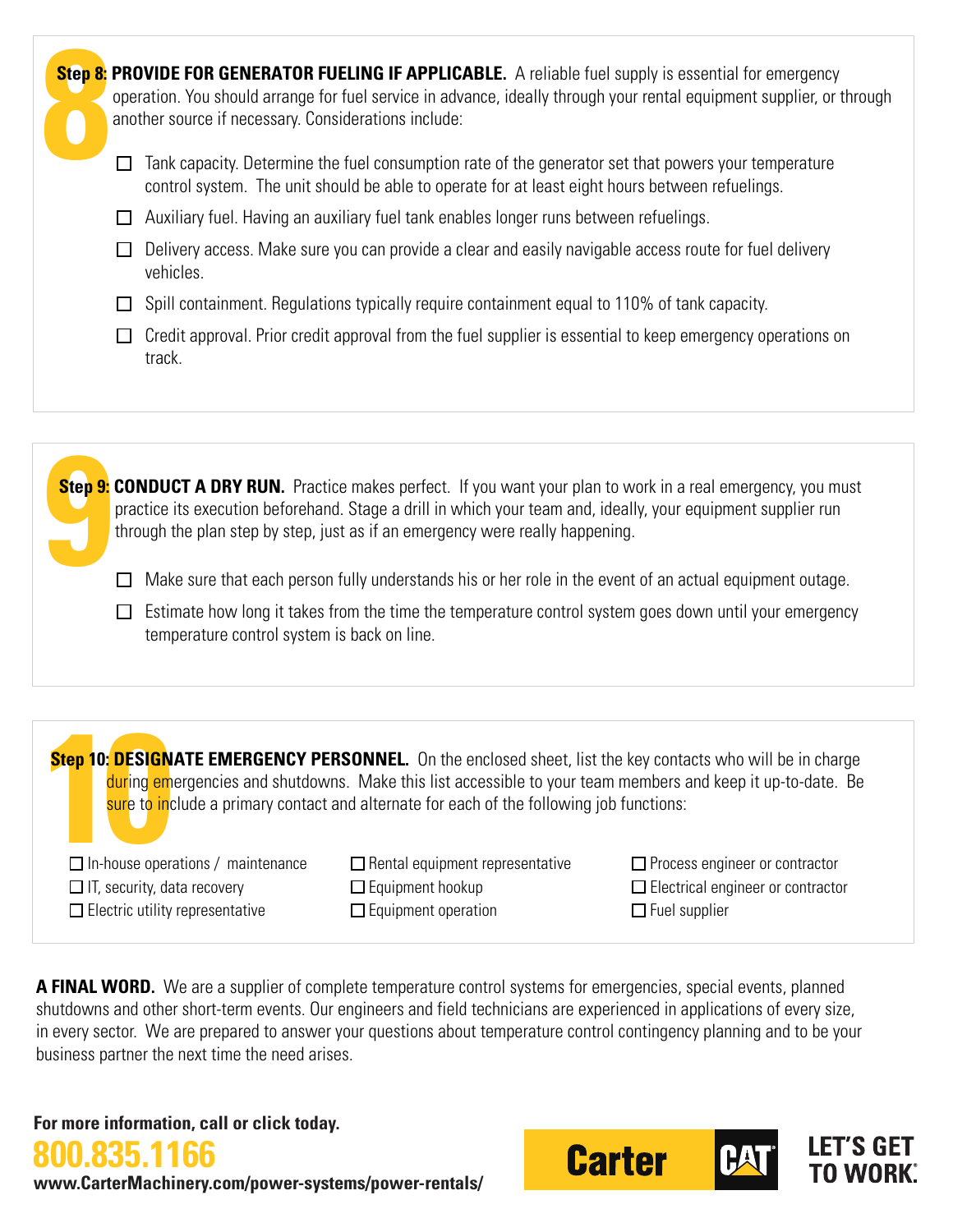**Step 8: PROVIDE FOR GENERATOR FUELING IF APPLICABLE.** A reliable fuel supply is essential for emergency operation. You should arrange for fuel service in advance, ideally through your rental equipment supplier, or through another source if necessary. Considerations include:

- ☐ Tank capacity. Determine the fuel consumption rate of the generator set that powers your temperature control system. The unit should be able to operate for at least eight hours between refuelings.
- ☐ Auxiliary fuel. Having an auxiliary fuel tank enables longer runs between refuelings.
- ☐ Delivery access. Make sure you can provide a clear and easily navigable access route for fuel delivery vehicles.
- ☐ Spill containment. Regulations typically require containment equal to 110% of tank capacity.
- ☐ Credit approval. Prior credit approval from the fuel supplier is essential to keep emergency operations on track.

**Step 9: CONDUCT A DRY RUN.** Practice makes perfect. If you want your plan to work in a real emergency, you must practice its execution beforehand. Stage a drill in which your team and, ideally, your equipment supplier run through the plan step by step, just as if an emergency were really happening.

- ☐ Make sure that each person fully understands his or her role in the event of an actual equipment outage.
- ☐ Estimate how long it takes from the time the temperature control system goes down until your emergency temperature control system is back on line.

**Step 10: DESIGNATE EMERGENCY PERSONNEL.** On the enclosed sheet, list the key contacts who will be in charge during emergencies and shutdowns. Make this list accessible to your team members and keep it up-to-date. Be sure to include a primary contact and alternate for each of the following job functions:

- ☐ In-house operations / maintenance
- ☐ IT, security, data recovery
- ☐ Electric utility representative
- ☐ Rental equipment representative
- ☐ Equipment hookup
- ☐ Equipment operation
- ☐ Process engineer or contractor
- ☐ Electrical engineer or contractor
- ☐ Fuel supplier

**A FINAL WORD.** We are a supplier of complete temperature control systems for emergencies, special events, planned shutdowns and other short-term events. Our engineers and field technicians are experienced in applications of every size, in every sector. We are prepared to answer your questions about temperature control contingency planning and to be your business partner the next time the need arises.

**For more information, call or click today.**

**800.835.1166**

**www.CarterMachinery.com/power-systems/power-rentals/**

Carter CAT

LET'S GET TO WORK.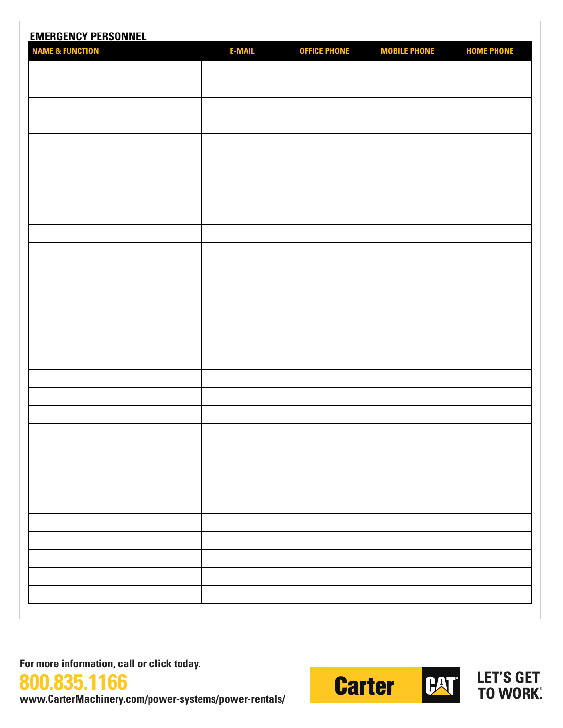## EMERGENCY PERSONNEL

| NAME & FUNCTION | E-MAIL | OFFICE PHONE | MOBILE PHONE | HOME PHONE |
|---|---|---|---|---|
| | | | | |
| | | | | |
| | | | | |
| | | | | |
| | | | | |
| | | | | |
| | | | | |
| | | | | |
| | | | | |
| | | | | |
| | | | | |
| | | | | |
| | | | | |
| | | | | |
| | | | | |
| | | | | |
| | | | | |
| | | | | |
| | | | | |
| | | | | |
| | | | | |
| | | | | |
| | | | | |
| | | | | |
| | | | | |
| | | | | |
| | | | | |
| | | | | |
| | | | | |
| | | | | |
| | | | | |

**For more information, call or click today.**

**800.835.1166**

**www.CarterMachinery.com/power-systems/power-rentals/**

Carter CAT

LET'S GET TO WORK.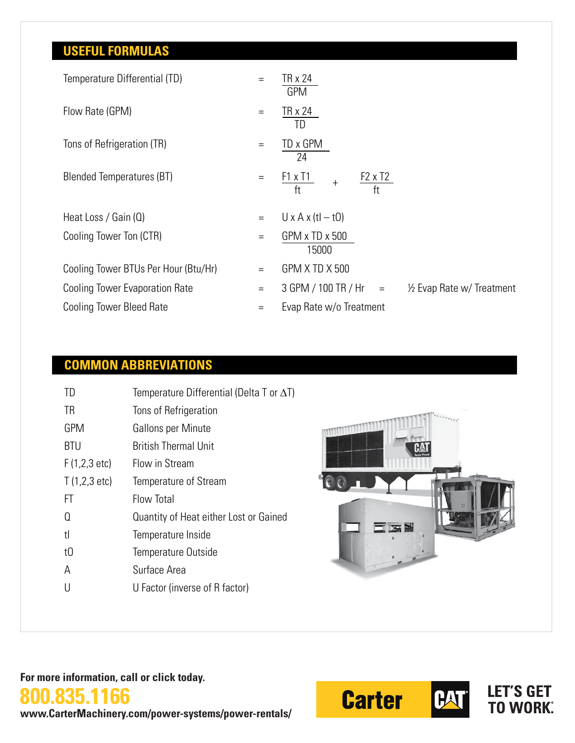## USEFUL FORMULAS

| | | |
|---|---|---|
| Temperature Differential (TD) | = | $\frac{TR \times 24}{GPM}$ |
| Flow Rate (GPM) | = | $\frac{TR \times 24}{TD}$ |
| Tons of Refrigeration (TR) | = | $\frac{TD \times GPM}{24}$ |
| Blended Temperatures (BT) | = | $\frac{F1 \times T1}{ft} + \frac{F2 \times T2}{ft}$ |
| Heat Loss / Gain (Q) | = | $U \times A \times (tI - tO)$ |
| Cooling Tower Ton (CTR) | = | $\frac{GPM \times TD \times 500}{15000}$ |
| Cooling Tower BTUs Per Hour (Btu/Hr) | = | GPM X TD X 500 |
| Cooling Tower Evaporation Rate | = | 3 GPM / 100 TR / Hr = ½ Evap Rate w/ Treatment |
| Cooling Tower Bleed Rate | = | Evap Rate w/o Treatment |

## COMMON ABBREVIATIONS

| | |
|---|---|
| TD | Temperature Differential (Delta T or ΔT) |
| TR | Tons of Refrigeration |
| GPM | Gallons per Minute |
| BTU | British Thermal Unit |
| F (1,2,3 etc) | Flow in Stream |
| T (1,2,3 etc) | Temperature of Stream |
| FT | Flow Total |
| Q | Quantity of Heat either Lost or Gained |
| tI | Temperature Inside |
| tO | Temperature Outside |
| A | Surface Area |
| U | U Factor (inverse of R factor) |

**For more information, call or click today.**

**800.835.1166**

**www.CarterMachinery.com/power-systems/power-rentals/**

Carter CAT

LET'S GET TO WORK.